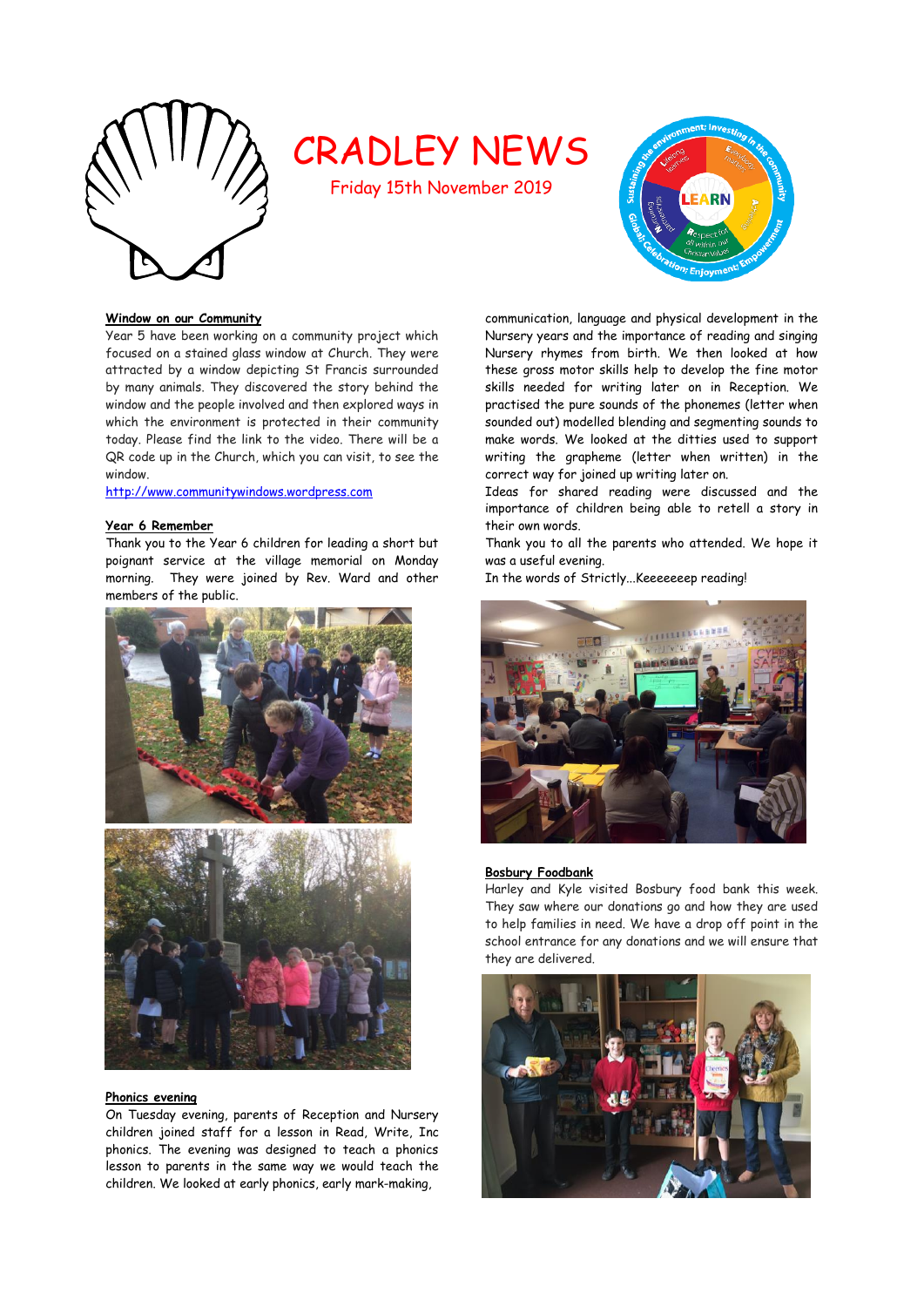# CRADLEY NEWS

Friday 15th November 2019

**Window on our Community**

Year 5 have been working on a community project which focused on a stained glass window at Church. They were attracted by a window depicting St Francis surrounded by many animals. They discovered the story behind the window and the people involved and then explored ways in which the environment is protected in their community today. Please find the link to the video. There will be a QR code up in the Church, which you can visit, to see the window.

http://www.communitywindows.wordpress.com

**Year 6 Remember**

Thank you to the Year 6 children for leading a short but poignant service at the village memorial on Monday morning. They were joined by Rev. Ward and other members of the public.

**Phonics evening**

On Tuesday evening, parents of Reception and Nursery children joined staff for a lesson in Read, Write, Inc phonics. The evening was designed to teach a phonics lesson to parents in the same way we would teach the children. We looked at early phonics, early mark-making, communication, language and physical development in the Nursery years and the importance of reading and singing Nursery rhymes from birth. We then looked at how these gross motor skills help to develop the fine motor skills needed for writing later on in Reception. We practised the pure sounds of the phonemes (letter when sounded out) modelled blending and segmenting sounds to make words. We looked at the ditties used to support writing the grapheme (letter when written) in the correct way for joined up writing later on.

Ideas for shared reading were discussed and the importance of children being able to retell a story in their own words.

Thank you to all the parents who attended. We hope it was a useful evening.

In the words of Strictly...Keeeeeeep reading!

**Bosbury Foodbank**

Harley and Kyle visited Bosbury food bank this week. They saw where our donations go and how they are used to help families in need. We have a drop off point in the school entrance for any donations and we will ensure that they are delivered.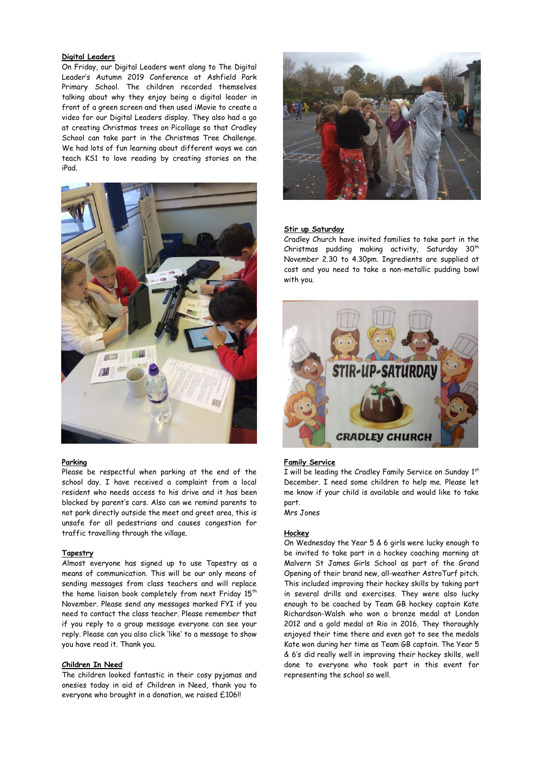**Digital Leaders**

On Friday, our Digital Leaders went along to The Digital Leader's Autumn 2019 Conference at Ashfield Park Primary School. The children recorded themselves talking about why they enjoy being a digital leader in front of a green screen and then used iMovie to create a video for our Digital Leaders display. They also had a go at creating Christmas trees on Picollage so that Cradley School can take part in the Christmas Tree Challenge. We had lots of fun learning about different ways we can teach KS1 to love reading by creating stories on the iPad.

**Parking**

Please be respectful when parking at the end of the school day. I have received a complaint from a local resident who needs access to his drive and it has been blocked by parent's cars. Also can we remind parents to not park directly outside the meet and greet area, this is unsafe for all pedestrians and causes congestion for traffic travelling through the village.

**Tapestry**

Almost everyone has signed up to use Tapestry as a means of communication. This will be our only means of sending messages from class teachers and will replace the home liaison book completely from next Friday 15th November. Please send any messages marked FYI if you need to contact the class teacher. Please remember that if you reply to a group message everyone can see your reply. Please can you also click 'like' to a message to show you have read it. Thank you.

**Children In Need**

The children looked fantastic in their cosy pyjamas and onesies today in aid of Children in Need, thank you to everyone who brought in a donation, we raised £106!!

**Stir up Saturday**

Cradley Church have invited families to take part in the Christmas pudding making activity, Saturday 30th November 2.30 to 4.30pm. Ingredients are supplied at cost and you need to take a non-metallic pudding bowl with you.

**Family Service**

I will be leading the Cradley Family Service on Sunday 1st December. I need some children to help me. Please let me know if your child is available and would like to take part.

Mrs Jones

**Hockey**

On Wednesday the Year 5 & 6 girls were lucky enough to be invited to take part in a hockey coaching morning at Malvern St James Girls School as part of the Grand Opening of their brand new, all-weather AstroTurf pitch. This included improving their hockey skills by taking part in several drills and exercises. They were also lucky enough to be coached by Team GB hockey captain Kate Richardson-Walsh who won a bronze medal at London 2012 and a gold medal at Rio in 2016. They thoroughly enjoyed their time there and even got to see the medals Kate won during her time as Team GB captain. The Year 5 & 6's did really well in improving their hockey skills, well done to everyone who took part in this event for representing the school so well.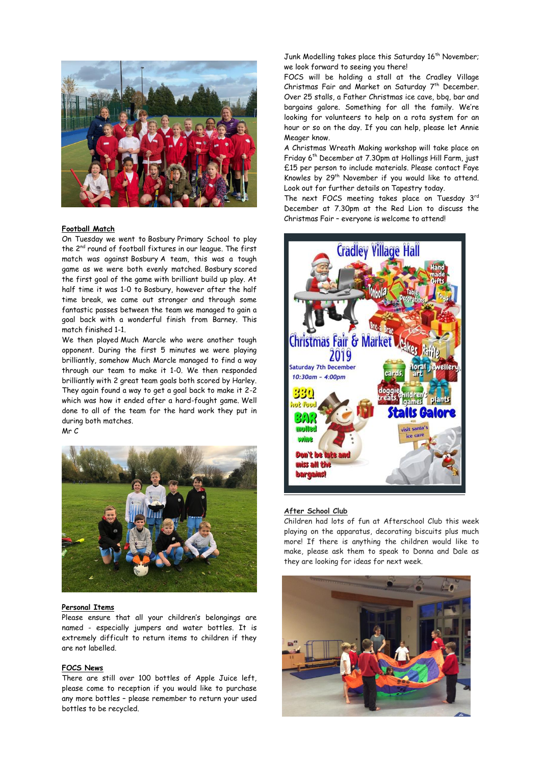**Football Match**

On Tuesday we went to Bosbury Primary School to play the 2nd round of football fixtures in our league. The first match was against Bosbury A team, this was a tough game as we were both evenly matched. Bosbury scored the first goal of the game with brilliant build up play. At half time it was 1-0 to Bosbury, however after the half time break, we came out stronger and through some fantastic passes between the team we managed to gain a goal back with a wonderful finish from Barney. This match finished 1-1.

We then played Much Marcle who were another tough opponent. During the first 5 minutes we were playing brilliantly, somehow Much Marcle managed to find a way through our team to make it 1-0. We then responded brilliantly with 2 great team goals both scored by Harley. They again found a way to get a goal back to make it 2-2 which was how it ended after a hard-fought game. Well done to all of the team for the hard work they put in during both matches.

Mr C

**Personal Items**

Please ensure that all your children's belongings are named - especially jumpers and water bottles. It is extremely difficult to return items to children if they are not labelled.

**FOCS News**

There are still over 100 bottles of Apple Juice left, please come to reception if you would like to purchase any more bottles – please remember to return your used bottles to be recycled.

Junk Modelling takes place this Saturday 16th November; we look forward to seeing you there!

FOCS will be holding a stall at the Cradley Village Christmas Fair and Market on Saturday 7th December. Over 25 stalls, a Father Christmas ice cave, bbq, bar and bargains galore. Something for all the family. We're looking for volunteers to help on a rota system for an hour or so on the day. If you can help, please let Annie Meager know.

A Christmas Wreath Making workshop will take place on Friday 6th December at 7.30pm at Hollings Hill Farm, just £15 per person to include materials. Please contact Faye Knowles by 29th November if you would like to attend. Look out for further details on Tapestry today.

The next FOCS meeting takes place on Tuesday 3rd December at 7.30pm at the Red Lion to discuss the Christmas Fair – everyone is welcome to attend!

**After School Club**

Children had lots of fun at Afterschool Club this week playing on the apparatus, decorating biscuits plus much more! If there is anything the children would like to make, please ask them to speak to Donna and Dale as they are looking for ideas for next week.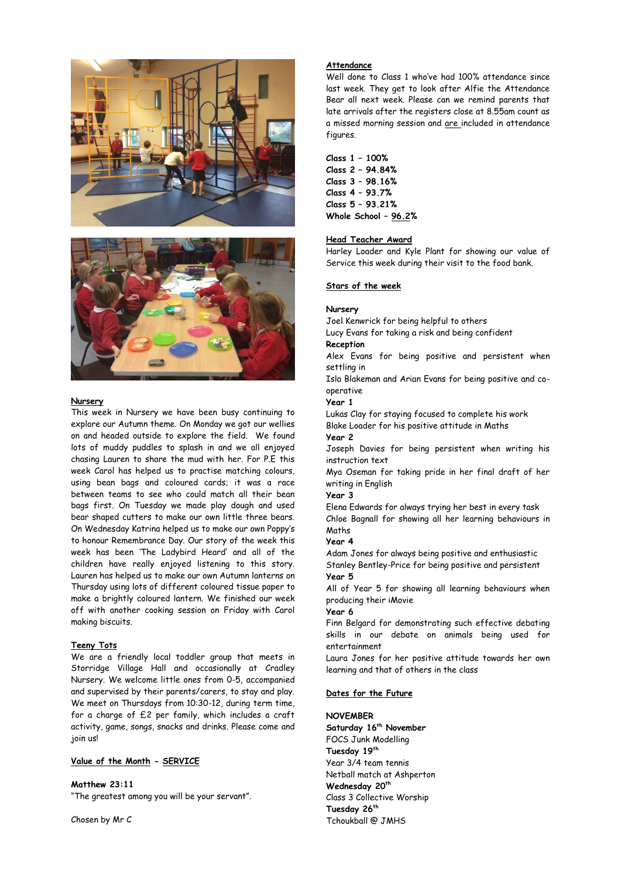## Nursery

This week in Nursery we have been busy continuing to explore our Autumn theme. On Monday we got our wellies on and headed outside to explore the field. We found lots of muddy puddles to splash in and we all enjoyed chasing Lauren to share the mud with her. For P.E this week Carol has helped us to practise matching colours, using bean bags and coloured cards; it was a race between teams to see who could match all their bean bags first. On Tuesday we made play dough and used bear shaped cutters to make our own little three bears. On Wednesday Katrina helped us to make our own Poppy's to honour Remembrance Day. Our story of the week this week has been 'The Ladybird Heard' and all of the children have really enjoyed listening to this story. Lauren has helped us to make our own Autumn lanterns on Thursday using lots of different coloured tissue paper to make a brightly coloured lantern. We finished our week off with another cooking session on Friday with Carol making biscuits.

## Teeny Tots

We are a friendly local toddler group that meets in Storridge Village Hall and occasionally at Cradley Nursery. We welcome little ones from 0-5, accompanied and supervised by their parents/carers, to stay and play. We meet on Thursdays from 10:30-12, during term time, for a charge of £2 per family, which includes a craft activity, game, songs, snacks and drinks. Please come and join us!

## Value of the Month - SERVICE

**Matthew 23:11**

"The greatest among you will be your servant".

Chosen by Mr C

## Attendance

Well done to Class 1 who've had 100% attendance since last week. They get to look after Alfie the Attendance Bear all next week. Please can we remind parents that late arrivals after the registers close at 8.55am count as a missed morning session and are included in attendance figures.

**Class 1 – 100%**
**Class 2 – 94.84%**
**Class 3 – 98.16%**
**Class 4 – 93.7%**
**Class 5 – 93.21%**
**Whole School – 96.2%**

## Head Teacher Award

Harley Loader and Kyle Plant for showing our value of Service this week during their visit to the food bank.

## Stars of the week

**Nursery**
Joel Kenwrick for being helpful to others
Lucy Evans for taking a risk and being confident

**Reception**
Alex Evans for being positive and persistent when settling in
Isla Blakeman and Arian Evans for being positive and co-operative

**Year 1**
Lukas Clay for staying focused to complete his work
Blake Loader for his positive attitude in Maths

**Year 2**
Joseph Davies for being persistent when writing his instruction text
Mya Oseman for taking pride in her final draft of her writing in English

**Year 3**
Elena Edwards for always trying her best in every task
Chloe Bagnall for showing all her learning behaviours in Maths

**Year 4**
Adam Jones for always being positive and enthusiastic
Stanley Bentley-Price for being positive and persistent

**Year 5**
All of Year 5 for showing all learning behaviours when producing their iMovie

**Year 6**
Finn Belgard for demonstrating such effective debating skills in our debate on animals being used for entertainment
Laura Jones for her positive attitude towards her own learning and that of others in the class

## Dates for the Future

**NOVEMBER**

**Saturday 16th November**
FOCS Junk Modelling

**Tuesday 19th**
Year 3/4 team tennis
Netball match at Ashperton

**Wednesday 20th**
Class 3 Collective Worship

**Tuesday 26th**
Tchoukball @ JMHS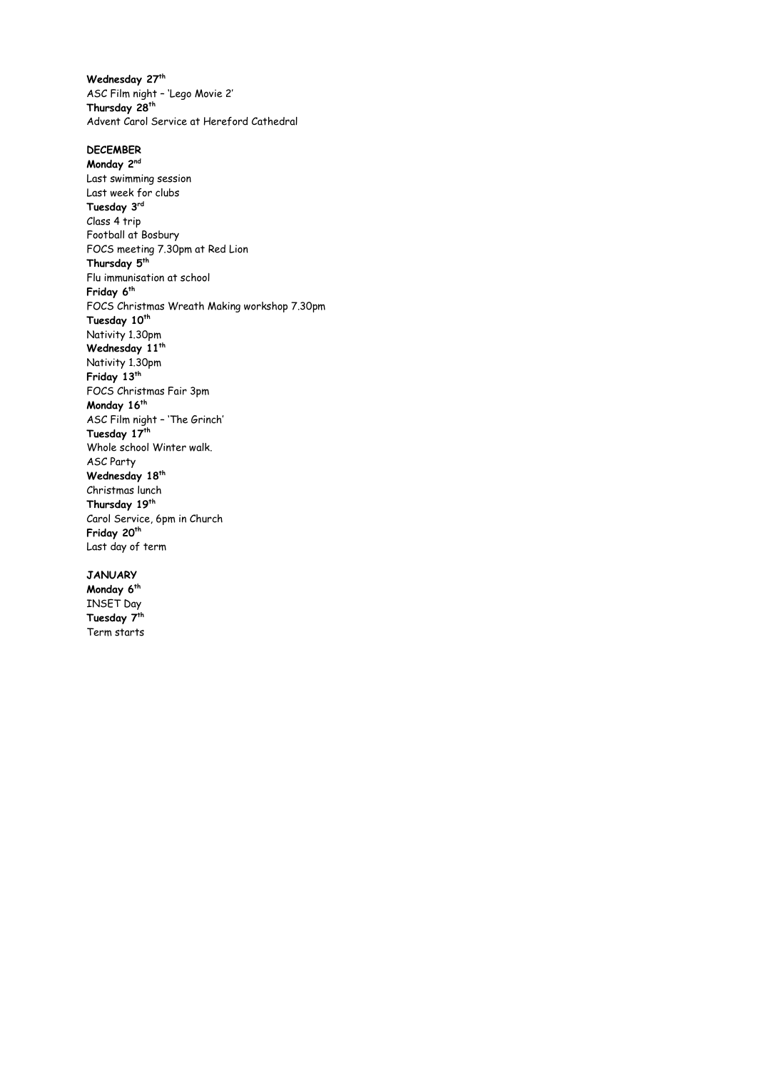**Wednesday 27th**
ASC Film night – 'Lego Movie 2'
**Thursday 28th**
Advent Carol Service at Hereford Cathedral

**DECEMBER**
**Monday 2nd**
Last swimming session
Last week for clubs
**Tuesday 3rd**
Class 4 trip
Football at Bosbury
FOCS meeting 7.30pm at Red Lion
**Thursday 5th**
Flu immunisation at school
**Friday 6th**
FOCS Christmas Wreath Making workshop 7.30pm
**Tuesday 10th**
Nativity 1.30pm
**Wednesday 11th**
Nativity 1.30pm
**Friday 13th**
FOCS Christmas Fair 3pm
**Monday 16th**
ASC Film night – 'The Grinch'
**Tuesday 17th**
Whole school Winter walk.
ASC Party
**Wednesday 18th**
Christmas lunch
**Thursday 19th**
Carol Service, 6pm in Church
**Friday 20th**
Last day of term

**JANUARY**
**Monday 6th**
INSET Day
**Tuesday 7th**
Term starts